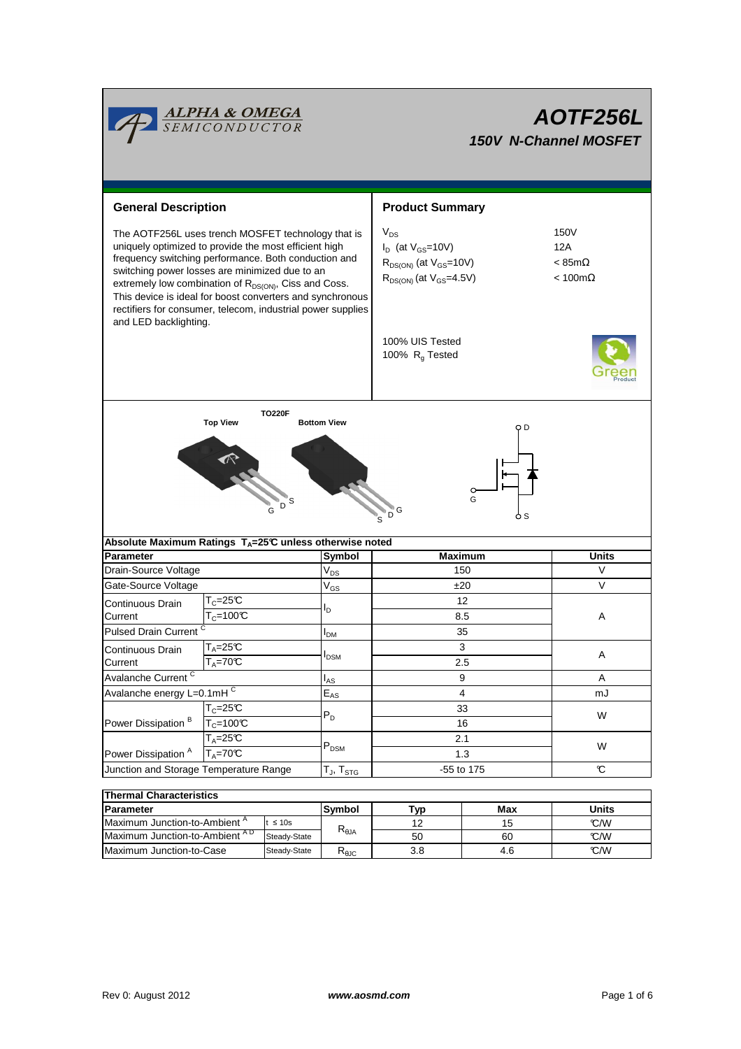# AOTF256L

## 150V N-Channel MOSFET

## General Description

The AOTF256L uses trench MOSFET technology that is uniquely optimized to provide the most efficient high frequency switching performance. Both conduction and switching power losses are minimized due to an extremely low combination of $R_{DS(ON)}$, Ciss and Coss. This device is ideal for boost converters and synchronous rectifiers for consumer, telecom, industrial power supplies and LED backlighting.

## Product Summary

| | |
|---|---|
| $V_{DS}$ | 150V |
| $I_D$ (at $V_{GS}$=10V) | 12A |
| $R_{DS(ON)}$ (at $V_{GS}$=10V) | < 85mΩ |
| $R_{DS(ON)}$ (at $V_{GS}$=4.5V) | < 100mΩ |

100% UIS Tested
100% $R_g$ Tested

TO220F

Top View — G D S
Bottom View — S D G

## Absolute Maximum Ratings $T_A$=25°C unless otherwise noted

| Parameter | | Symbol | Maximum | Units |
|---|---|---|---|---|
| Drain-Source Voltage | | $V_{DS}$ | 150 | V |
| Gate-Source Voltage | | $V_{GS}$ | ±20 | V |
| Continuous Drain Current | $T_C$=25°C | $I_D$ | 12 | A |
| | $T_C$=100°C | | 8.5 | |
| Pulsed Drain Current [C] | | $I_{DM}$ | 35 | |
| Continuous Drain Current | $T_A$=25°C | $I_{DSM}$ | 3 | A |
| | $T_A$=70°C | | 2.5 | |
| Avalanche Current [C] | | $I_{AS}$ | 9 | A |
| Avalanche energy L=0.1mH [C] | | $E_{AS}$ | 4 | mJ |
| Power Dissipation [B] | $T_C$=25°C | $P_D$ | 33 | W |
| | $T_C$=100°C | | 16 | |
| Power Dissipation [A] | $T_A$=25°C | $P_{DSM}$ | 2.1 | W |
| | $T_A$=70°C | | 1.3 | |
| Junction and Storage Temperature Range | | $T_J$, $T_{STG}$ | -55 to 175 | °C |

## Thermal Characteristics

| Parameter | | Symbol | Typ | Max | Units |
|---|---|---|---|---|---|
| Maximum Junction-to-Ambient [A] | t ≤ 10s | $R_{\theta JA}$ | 12 | 15 | °C/W |
| Maximum Junction-to-Ambient [A D] | Steady-State | | 50 | 60 | °C/W |
| Maximum Junction-to-Case | Steady-State | $R_{\theta JC}$ | 3.8 | 4.6 | °C/W |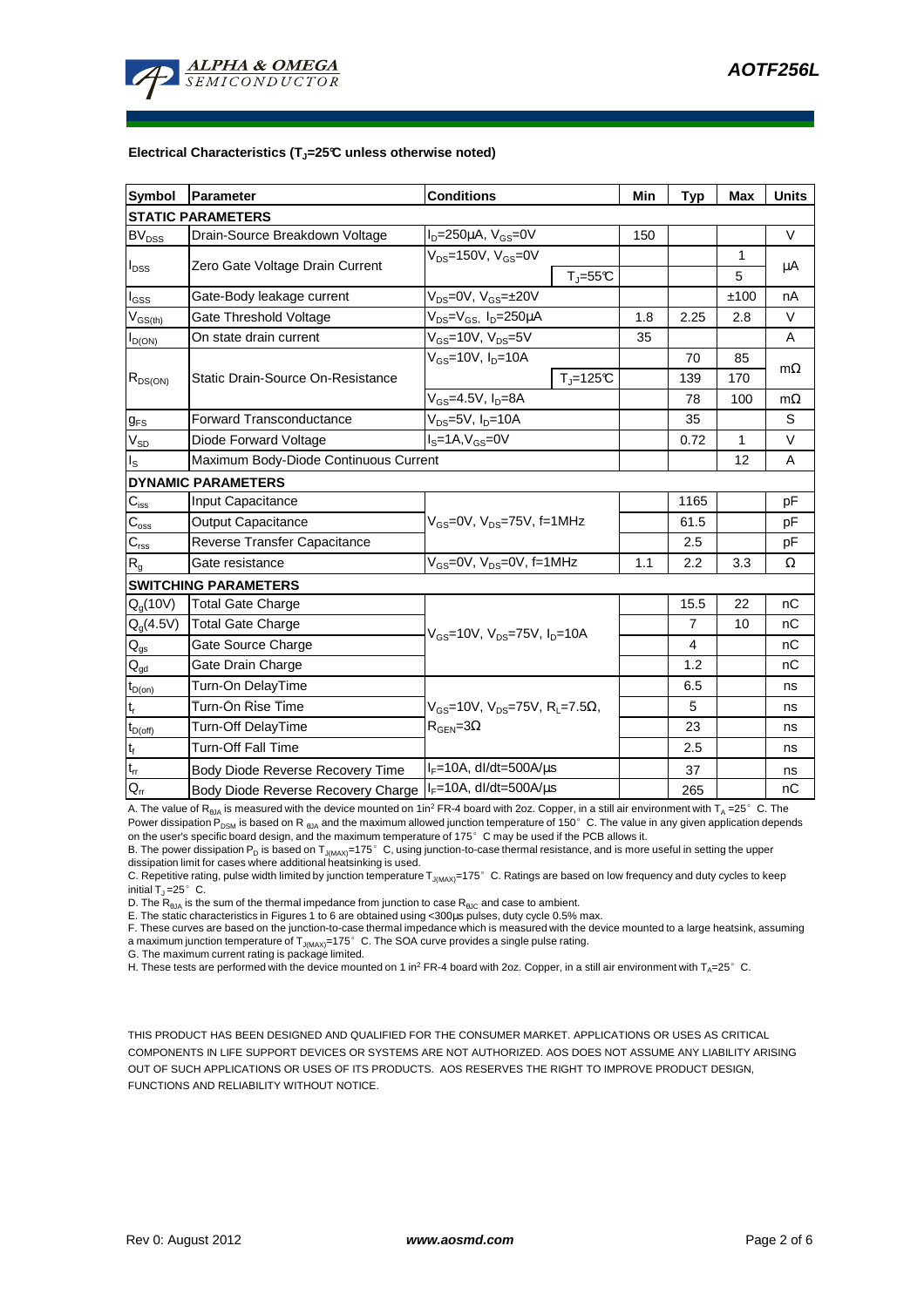#### Electrical Characteristics ($T_J$=25°C unless otherwise noted)

| Symbol | Parameter | Conditions | | Min | Typ | Max | Units |
|---|---|---|---|---|---|---|---|
| **STATIC PARAMETERS** | | | | | | | |
| $BV_{DSS}$ | Drain-Source Breakdown Voltage | $I_D$=250µA, $V_{GS}$=0V | | 150 | | | V |
| $I_{DSS}$ | Zero Gate Voltage Drain Current | $V_{DS}$=150V, $V_{GS}$=0V | | | | 1 | µA |
| | | | $T_J$=55°C | | | 5 | |
| $I_{GSS}$ | Gate-Body leakage current | $V_{DS}$=0V, $V_{GS}$=±20V | | | | ±100 | nA |
| $V_{GS(th)}$ | Gate Threshold Voltage | $V_{DS}$=$V_{GS}$, $I_D$=250µA | | 1.8 | 2.25 | 2.8 | V |
| $I_{D(ON)}$ | On state drain current | $V_{GS}$=10V, $V_{DS}$=5V | | 35 | | | A |
| $R_{DS(ON)}$ | Static Drain-Source On-Resistance | $V_{GS}$=10V, $I_D$=10A | | | 70 | 85 | mΩ |
| | | | $T_J$=125°C | | 139 | 170 | |
| | | $V_{GS}$=4.5V, $I_D$=8A | | | 78 | 100 | mΩ |
| $g_{FS}$ | Forward Transconductance | $V_{DS}$=5V, $I_D$=10A | | | 35 | | S |
| $V_{SD}$ | Diode Forward Voltage | $I_S$=1A,$V_{GS}$=0V | | | 0.72 | 1 | V |
| $I_S$ | Maximum Body-Diode Continuous Current | | | | | 12 | A |
| **DYNAMIC PARAMETERS** | | | | | | | |
| $C_{iss}$ | Input Capacitance | $V_{GS}$=0V, $V_{DS}$=75V, f=1MHz | | | 1165 | | pF |
| $C_{oss}$ | Output Capacitance | | | | 61.5 | | pF |
| $C_{rss}$ | Reverse Transfer Capacitance | | | | 2.5 | | pF |
| $R_g$ | Gate resistance | $V_{GS}$=0V, $V_{DS}$=0V, f=1MHz | | 1.1 | 2.2 | 3.3 | Ω |
| **SWITCHING PARAMETERS** | | | | | | | |
| $Q_g$(10V) | Total Gate Charge | $V_{GS}$=10V, $V_{DS}$=75V, $I_D$=10A | | | 15.5 | 22 | nC |
| $Q_g$(4.5V) | Total Gate Charge | | | | 7 | 10 | nC |
| $Q_{gs}$ | Gate Source Charge | | | | 4 | | nC |
| $Q_{gd}$ | Gate Drain Charge | | | | 1.2 | | nC |
| $t_{D(on)}$ | Turn-On DelayTime | $V_{GS}$=10V, $V_{DS}$=75V, $R_L$=7.5Ω, $R_{GEN}$=3Ω | | | 6.5 | | ns |
| $t_r$ | Turn-On Rise Time | | | | 5 | | ns |
| $t_{D(off)}$ | Turn-Off DelayTime | | | | 23 | | ns |
| $t_f$ | Turn-Off Fall Time | | | | 2.5 | | ns |
| $t_{rr}$ | Body Diode Reverse Recovery Time | $I_F$=10A, dI/dt=500A/µs | | | 37 | | ns |
| $Q_{rr}$ | Body Diode Reverse Recovery Charge | $I_F$=10A, dI/dt=500A/µs | | | 265 | | nC |

A. The value of $R_{\theta JA}$ is measured with the device mounted on 1in² FR-4 board with 2oz. Copper, in a still air environment with $T_A$ =25° C. The Power dissipation $P_{DSM}$ is based on $R_{\theta JA}$ and the maximum allowed junction temperature of 150° C. The value in any given application depends on the user's specific board design, and the maximum temperature of 175° C may be used if the PCB allows it.

B. The power dissipation $P_D$ is based on $T_{J(MAX)}$=175° C, using junction-to-case thermal resistance, and is more useful in setting the upper dissipation limit for cases where additional heatsinking is used.

C. Repetitive rating, pulse width limited by junction temperature $T_{J(MAX)}$=175° C. Ratings are based on low frequency and duty cycles to keep initial $T_J$ =25° C.

D. The $R_{\theta JA}$ is the sum of the thermal impedance from junction to case $R_{\theta JC}$ and case to ambient.

E. The static characteristics in Figures 1 to 6 are obtained using <300µs pulses, duty cycle 0.5% max.

F. These curves are based on the junction-to-case thermal impedance which is measured with the device mounted to a large heatsink, assuming a maximum junction temperature of $T_{J(MAX)}$=175° C. The SOA curve provides a single pulse rating.

G. The maximum current rating is package limited.

H. These tests are performed with the device mounted on 1 in² FR-4 board with 2oz. Copper, in a still air environment with $T_A$=25° C.

THIS PRODUCT HAS BEEN DESIGNED AND QUALIFIED FOR THE CONSUMER MARKET. APPLICATIONS OR USES AS CRITICAL COMPONENTS IN LIFE SUPPORT DEVICES OR SYSTEMS ARE NOT AUTHORIZED. AOS DOES NOT ASSUME ANY LIABILITY ARISING OUT OF SUCH APPLICATIONS OR USES OF ITS PRODUCTS. AOS RESERVES THE RIGHT TO IMPROVE PRODUCT DESIGN, FUNCTIONS AND RELIABILITY WITHOUT NOTICE.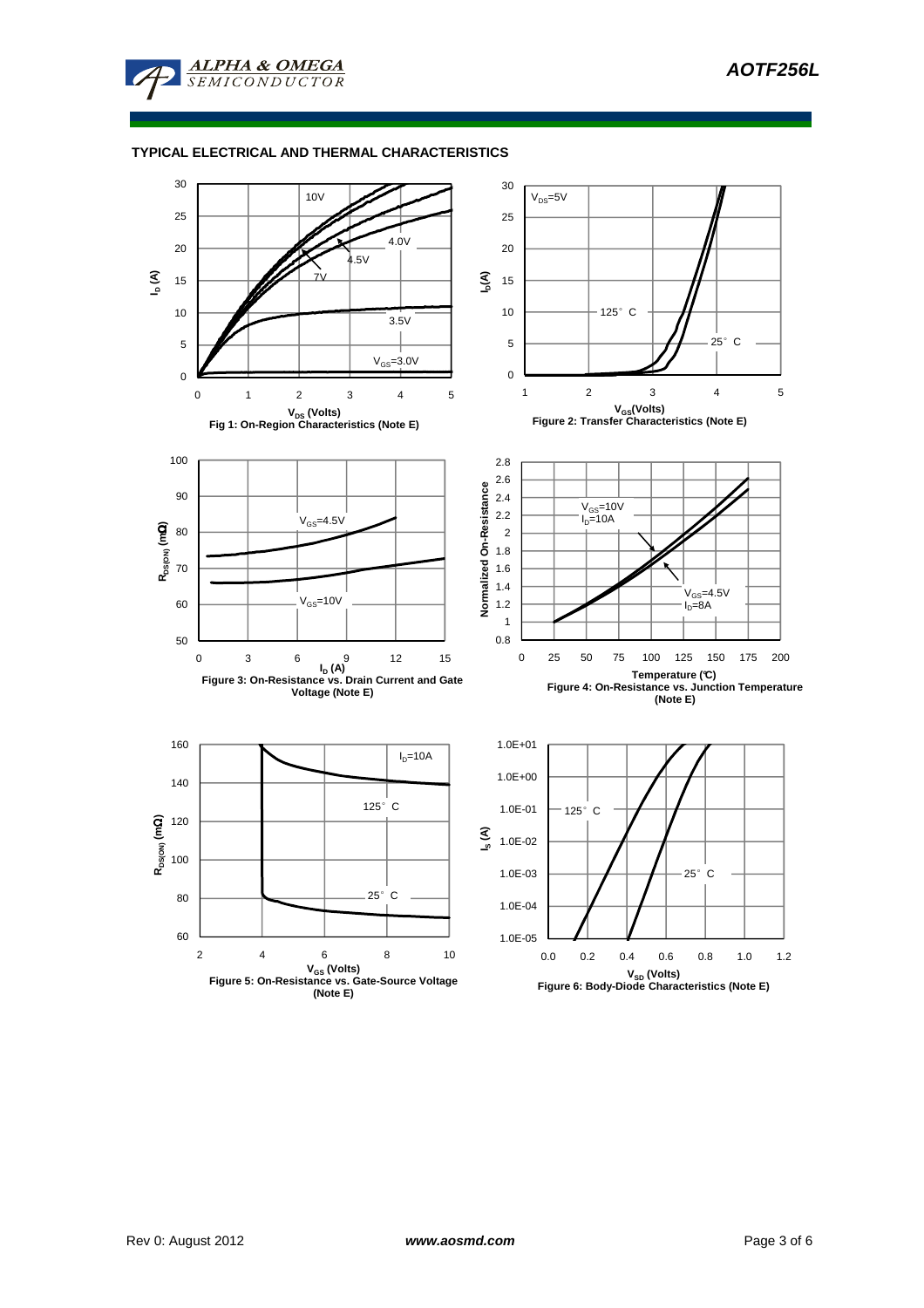## TYPICAL ELECTRICAL AND THERMAL CHARACTERISTICS

Fig 1: On-Region Characteristics (Note E)

Figure 2: Transfer Characteristics (Note E)

Figure 3: On-Resistance vs. Drain Current and Gate Voltage (Note E)

Figure 4: On-Resistance vs. Junction Temperature (Note E)

Figure 5: On-Resistance vs. Gate-Source Voltage (Note E)

Figure 6: Body-Diode Characteristics (Note E)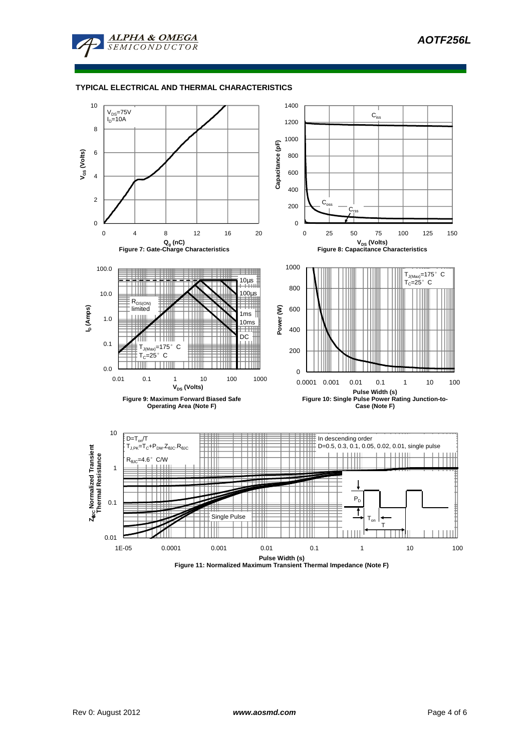## TYPICAL ELECTRICAL AND THERMAL CHARACTERISTICS

$V_{DS}$=75V
$I_D$=10A

**Figure 7: Gate-Charge Characteristics**

$C_{iss}$, $C_{oss}$, $C_{rss}$

**Figure 8: Capacitance Characteristics**

$R_{DS(ON)}$ limited

10µs, 100µs, 1ms, 10ms, DC

$T_{J(Max)}$=175° C
$T_C$=25° C

**Figure 9: Maximum Forward Biased Safe Operating Area (Note F)**

$T_{J(Max)}$=175° C
$T_C$=25° C

**Figure 10: Single Pulse Power Rating Junction-to-Case (Note F)**

$D=T_{on}/T$
$T_{J,PK}=T_C+P_{DM}.Z_{\theta JC}.R_{\theta JC}$
$R_{\theta JC}$=4.6° C/W

In descending order
D=0.5, 0.3, 0.1, 0.05, 0.02, 0.01, single pulse

Single Pulse

**Figure 11: Normalized Maximum Transient Thermal Impedance (Note F)**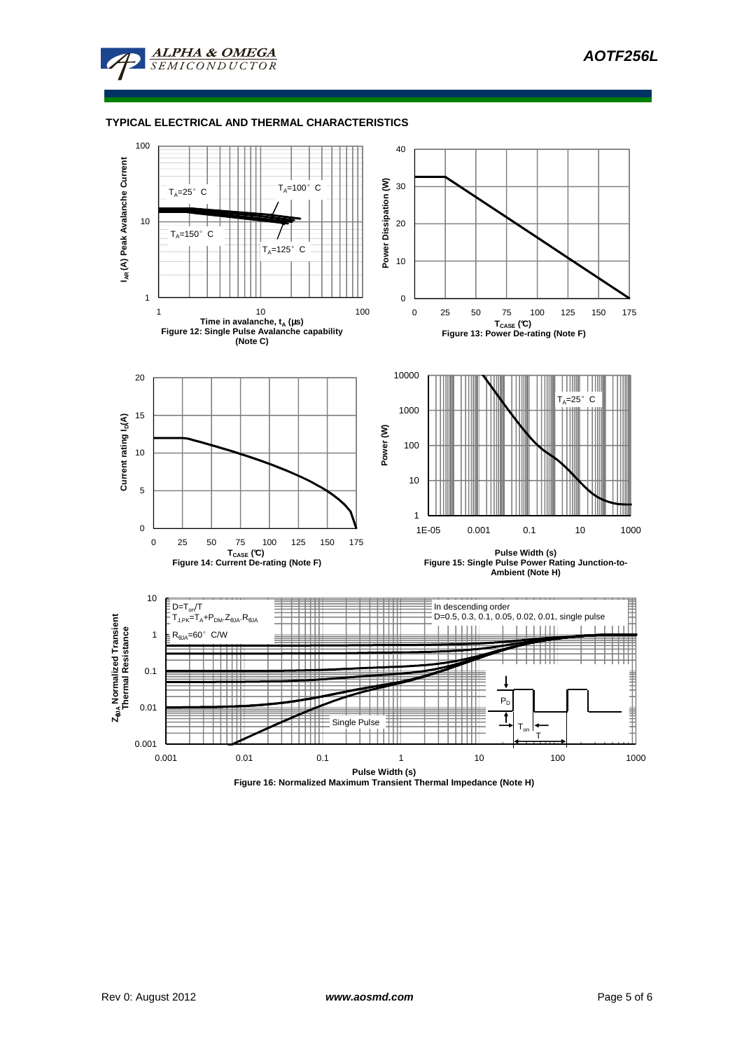## TYPICAL ELECTRICAL AND THERMAL CHARACTERISTICS

Figure 12: Single Pulse Avalanche capability (Note C)

Figure 13: Power De-rating (Note F)

Figure 14: Current De-rating (Note F)

Figure 15: Single Pulse Power Rating Junction-to-Ambient (Note H)

Figure 16: Normalized Maximum Transient Thermal Impedance (Note H)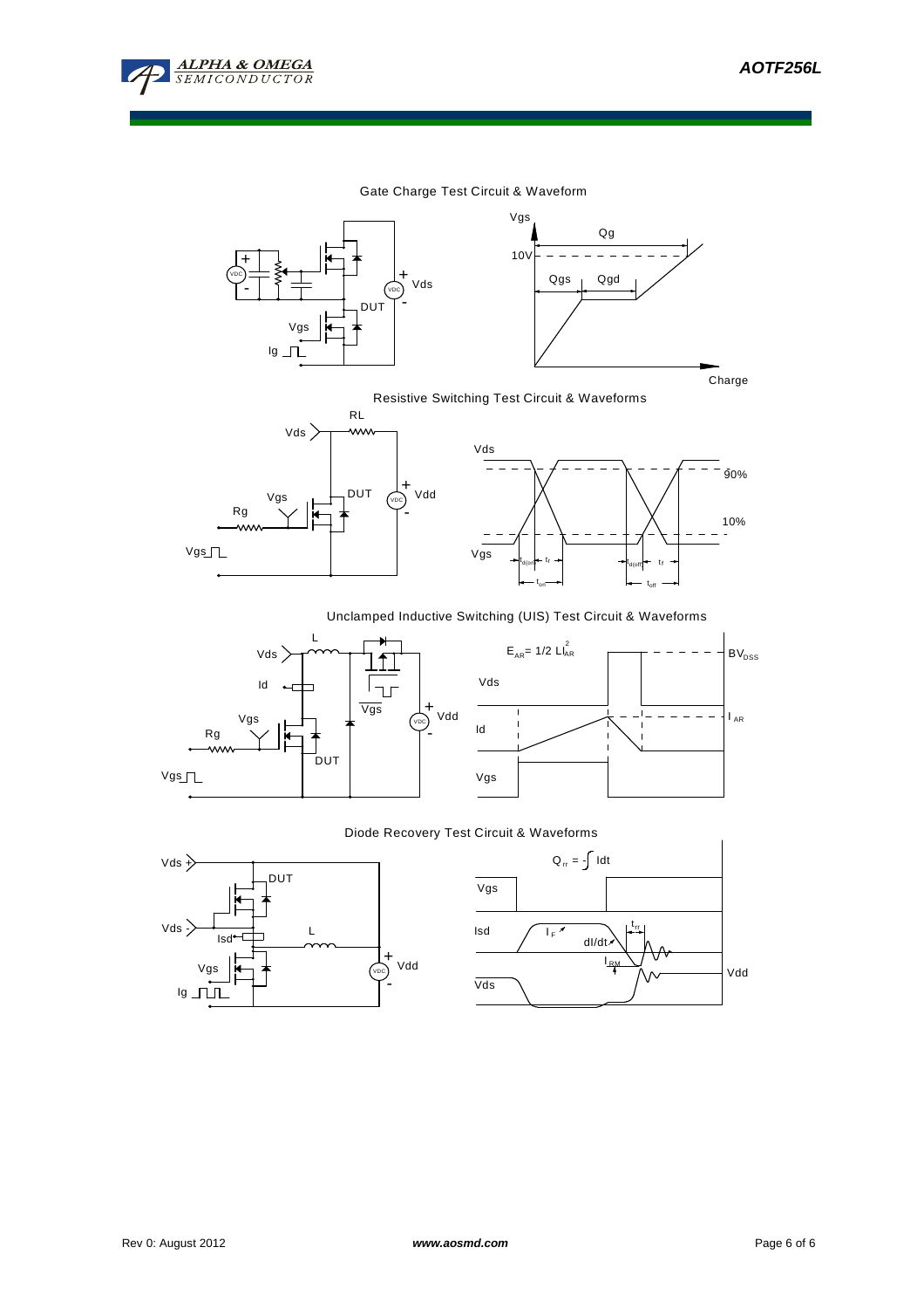## Gate Charge Test Circuit & Waveform

VDC
+
-
Vds
+
-
VDC
DUT
Vgs
Ig

Vgs
Qg
10V
Qgs
Qgd
Charge

## Resistive Switching Test Circuit & Waveforms

RL
Vds
Vgs
Rg
DUT
+
Vdd
VDC
-
Vgs

Vds
90%
10%
Vgs
$t_{d(on)}$
$t_r$
$t_{on}$
$t_{d(off)}$
$t_f$
$t_{off}$

## Unclamped Inductive Switching (UIS) Test Circuit & Waveforms

L
Vds
Id
Vgs
Vgs
Rg
DUT
+
Vdd
VDC
-
Vgs

$E_{AR} = 1/2\ LI_{AR}^2$
$BV_{DSS}$
Vds
Id
$I_{AR}$
Vgs

## Diode Recovery Test Circuit & Waveforms

Vds +
DUT
Vds -
Isd
L
+
Vdd
VDC
-
Vgs
Ig

$Q_{rr} = -\int Idt$
Vgs
Isd
$I_F$
$t_{rr}$
dI/dt
$I_{RM}$
Vds
Vdd